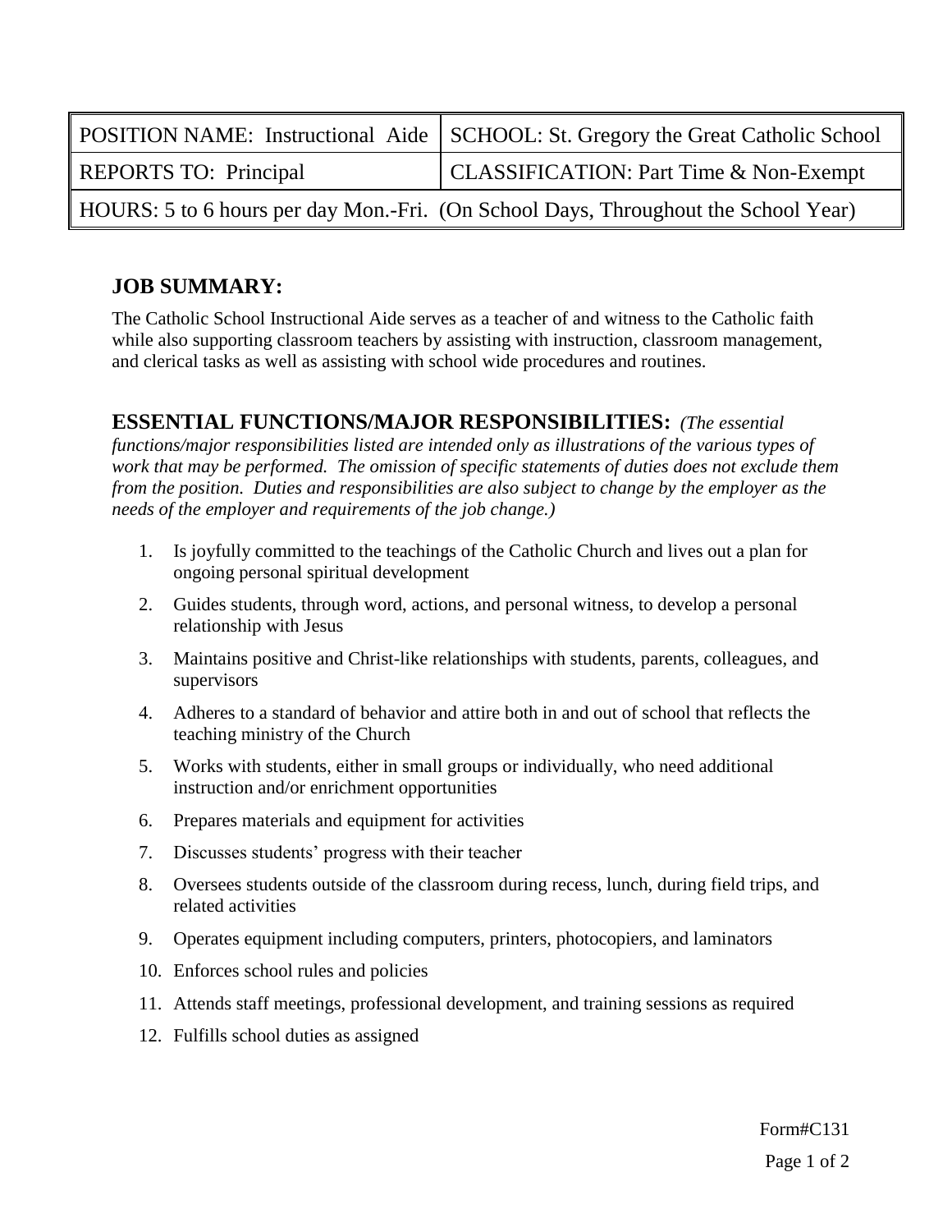| POSITION NAME: Instructional Aide | SCHOOL: St. Gregory the Great Catholic School |
|---|---|
| REPORTS TO: Principal | CLASSIFICATION: Part Time & Non-Exempt |
| HOURS: 5 to 6 hours per day Mon.-Fri. (On School Days, Throughout the School Year) | |

## JOB SUMMARY:

The Catholic School Instructional Aide serves as a teacher of and witness to the Catholic faith while also supporting classroom teachers by assisting with instruction, classroom management, and clerical tasks as well as assisting with school wide procedures and routines.

## ESSENTIAL FUNCTIONS/MAJOR RESPONSIBILITIES: *(The essential functions/major responsibilities listed are intended only as illustrations of the various types of work that may be performed. The omission of specific statements of duties does not exclude them from the position. Duties and responsibilities are also subject to change by the employer as the needs of the employer and requirements of the job change.)*

1. Is joyfully committed to the teachings of the Catholic Church and lives out a plan for ongoing personal spiritual development
2. Guides students, through word, actions, and personal witness, to develop a personal relationship with Jesus
3. Maintains positive and Christ-like relationships with students, parents, colleagues, and supervisors
4. Adheres to a standard of behavior and attire both in and out of school that reflects the teaching ministry of the Church
5. Works with students, either in small groups or individually, who need additional instruction and/or enrichment opportunities
6. Prepares materials and equipment for activities
7. Discusses students' progress with their teacher
8. Oversees students outside of the classroom during recess, lunch, during field trips, and related activities
9. Operates equipment including computers, printers, photocopiers, and laminators
10. Enforces school rules and policies
11. Attends staff meetings, professional development, and training sessions as required
12. Fulfills school duties as assigned

Form#C131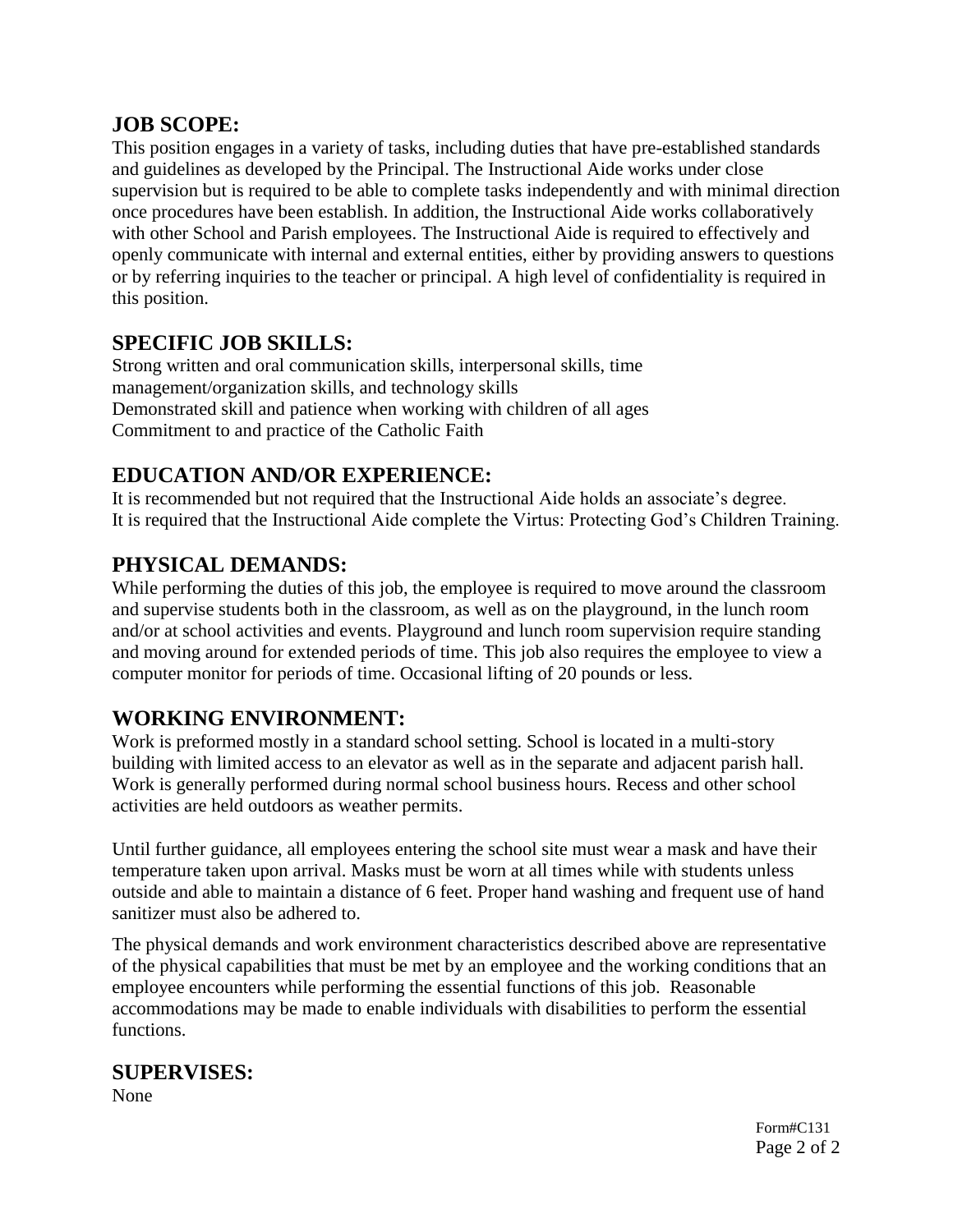## JOB SCOPE:

This position engages in a variety of tasks, including duties that have pre-established standards and guidelines as developed by the Principal. The Instructional Aide works under close supervision but is required to be able to complete tasks independently and with minimal direction once procedures have been establish. In addition, the Instructional Aide works collaboratively with other School and Parish employees. The Instructional Aide is required to effectively and openly communicate with internal and external entities, either by providing answers to questions or by referring inquiries to the teacher or principal. A high level of confidentiality is required in this position.

## SPECIFIC JOB SKILLS:

Strong written and oral communication skills, interpersonal skills, time management/organization skills, and technology skills
Demonstrated skill and patience when working with children of all ages
Commitment to and practice of the Catholic Faith

## EDUCATION AND/OR EXPERIENCE:

It is recommended but not required that the Instructional Aide holds an associate's degree.
It is required that the Instructional Aide complete the Virtus: Protecting God's Children Training.

## PHYSICAL DEMANDS:

While performing the duties of this job, the employee is required to move around the classroom and supervise students both in the classroom, as well as on the playground, in the lunch room and/or at school activities and events. Playground and lunch room supervision require standing and moving around for extended periods of time. This job also requires the employee to view a computer monitor for periods of time. Occasional lifting of 20 pounds or less.

## WORKING ENVIRONMENT:

Work is preformed mostly in a standard school setting. School is located in a multi-story building with limited access to an elevator as well as in the separate and adjacent parish hall. Work is generally performed during normal school business hours. Recess and other school activities are held outdoors as weather permits.

Until further guidance, all employees entering the school site must wear a mask and have their temperature taken upon arrival. Masks must be worn at all times while with students unless outside and able to maintain a distance of 6 feet. Proper hand washing and frequent use of hand sanitizer must also be adhered to.

The physical demands and work environment characteristics described above are representative of the physical capabilities that must be met by an employee and the working conditions that an employee encounters while performing the essential functions of this job. Reasonable accommodations may be made to enable individuals with disabilities to perform the essential functions.

## SUPERVISES:

None

Form#C131